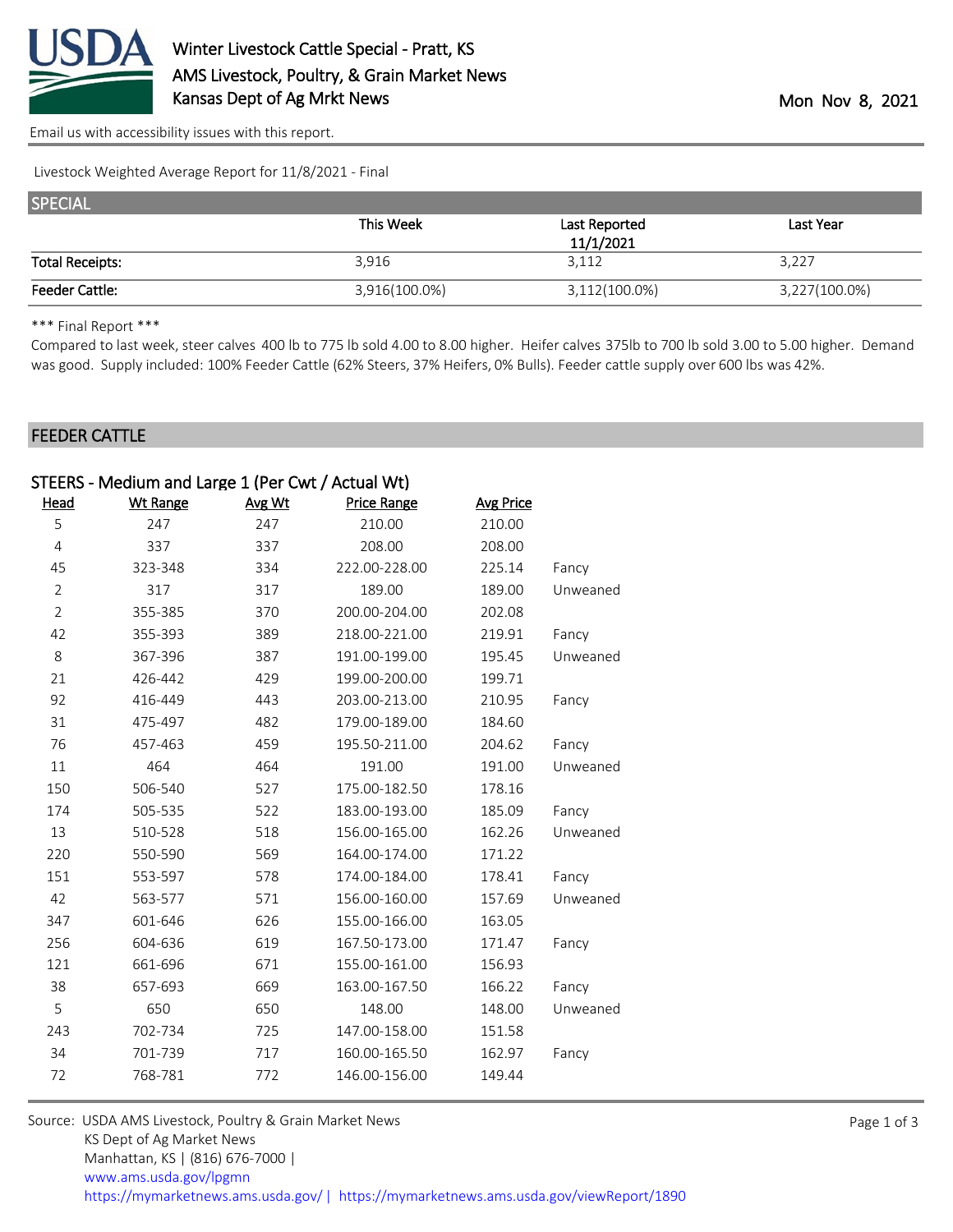# Winter Livestock Cattle Special - Pratt, KS
AMS Livestock, Poultry, & Grain Market News
Kansas Dept of Ag Mrkt News

Mon Nov 8, 2021

Email us with accessibility issues with this report.

Livestock Weighted Average Report for 11/8/2021 - Final

## SPECIAL

| | This Week | Last Reported 11/1/2021 | Last Year |
|---|---|---|---|
| Total Receipts: | 3,916 | 3,112 | 3,227 |
| Feeder Cattle: | 3,916(100.0%) | 3,112(100.0%) | 3,227(100.0%) |

*** Final Report ***

Compared to last week, steer calves 400 lb to 775 lb sold 4.00 to 8.00 higher. Heifer calves 375lb to 700 lb sold 3.00 to 5.00 higher. Demand was good. Supply included: 100% Feeder Cattle (62% Steers, 37% Heifers, 0% Bulls). Feeder cattle supply over 600 lbs was 42%.

## FEEDER CATTLE

### STEERS - Medium and Large 1 (Per Cwt / Actual Wt)

| Head | Wt Range | Avg Wt | Price Range | Avg Price | |
|---|---|---|---|---|---|
| 5 | 247 | 247 | 210.00 | 210.00 | |
| 4 | 337 | 337 | 208.00 | 208.00 | |
| 45 | 323-348 | 334 | 222.00-228.00 | 225.14 | Fancy |
| 2 | 317 | 317 | 189.00 | 189.00 | Unweaned |
| 2 | 355-385 | 370 | 200.00-204.00 | 202.08 | |
| 42 | 355-393 | 389 | 218.00-221.00 | 219.91 | Fancy |
| 8 | 367-396 | 387 | 191.00-199.00 | 195.45 | Unweaned |
| 21 | 426-442 | 429 | 199.00-200.00 | 199.71 | |
| 92 | 416-449 | 443 | 203.00-213.00 | 210.95 | Fancy |
| 31 | 475-497 | 482 | 179.00-189.00 | 184.60 | |
| 76 | 457-463 | 459 | 195.50-211.00 | 204.62 | Fancy |
| 11 | 464 | 464 | 191.00 | 191.00 | Unweaned |
| 150 | 506-540 | 527 | 175.00-182.50 | 178.16 | |
| 174 | 505-535 | 522 | 183.00-193.00 | 185.09 | Fancy |
| 13 | 510-528 | 518 | 156.00-165.00 | 162.26 | Unweaned |
| 220 | 550-590 | 569 | 164.00-174.00 | 171.22 | |
| 151 | 553-597 | 578 | 174.00-184.00 | 178.41 | Fancy |
| 42 | 563-577 | 571 | 156.00-160.00 | 157.69 | Unweaned |
| 347 | 601-646 | 626 | 155.00-166.00 | 163.05 | |
| 256 | 604-636 | 619 | 167.50-173.00 | 171.47 | Fancy |
| 121 | 661-696 | 671 | 155.00-161.00 | 156.93 | |
| 38 | 657-693 | 669 | 163.00-167.50 | 166.22 | Fancy |
| 5 | 650 | 650 | 148.00 | 148.00 | Unweaned |
| 243 | 702-734 | 725 | 147.00-158.00 | 151.58 | |
| 34 | 701-739 | 717 | 160.00-165.50 | 162.97 | Fancy |
| 72 | 768-781 | 772 | 146.00-156.00 | 149.44 | |

Source: USDA AMS Livestock, Poultry & Grain Market News
KS Dept of Ag Market News
Manhattan, KS | (816) 676-7000 |
www.ams.usda.gov/lpgmn
https://mymarketnews.ams.usda.gov/ | https://mymarketnews.ams.usda.gov/viewReport/1890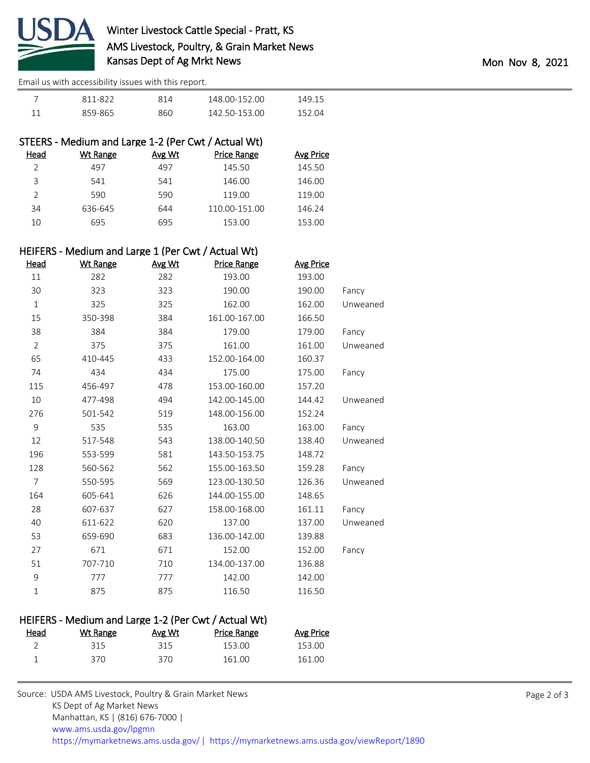Email us with accessibility issues with this report.

| Head | Wt Range | Avg Wt | Price Range | Avg Price | |
|---|---|---|---|---|---|
| 7 | 811-822 | 814 | 148.00-152.00 | 149.15 | |
| 11 | 859-865 | 860 | 142.50-153.00 | 152.04 | |

## STEERS - Medium and Large 1-2 (Per Cwt / Actual Wt)

| Head | Wt Range | Avg Wt | Price Range | Avg Price |
|---|---|---|---|---|
| 2 | 497 | 497 | 145.50 | 145.50 |
| 3 | 541 | 541 | 146.00 | 146.00 |
| 2 | 590 | 590 | 119.00 | 119.00 |
| 34 | 636-645 | 644 | 110.00-151.00 | 146.24 |
| 10 | 695 | 695 | 153.00 | 153.00 |

## HEIFERS - Medium and Large 1 (Per Cwt / Actual Wt)

| Head | Wt Range | Avg Wt | Price Range | Avg Price | |
|---|---|---|---|---|---|
| 11 | 282 | 282 | 193.00 | 193.00 | |
| 30 | 323 | 323 | 190.00 | 190.00 | Fancy |
| 1 | 325 | 325 | 162.00 | 162.00 | Unweaned |
| 15 | 350-398 | 384 | 161.00-167.00 | 166.50 | |
| 38 | 384 | 384 | 179.00 | 179.00 | Fancy |
| 2 | 375 | 375 | 161.00 | 161.00 | Unweaned |
| 65 | 410-445 | 433 | 152.00-164.00 | 160.37 | |
| 74 | 434 | 434 | 175.00 | 175.00 | Fancy |
| 115 | 456-497 | 478 | 153.00-160.00 | 157.20 | |
| 10 | 477-498 | 494 | 142.00-145.00 | 144.42 | Unweaned |
| 276 | 501-542 | 519 | 148.00-156.00 | 152.24 | |
| 9 | 535 | 535 | 163.00 | 163.00 | Fancy |
| 12 | 517-548 | 543 | 138.00-140.50 | 138.40 | Unweaned |
| 196 | 553-599 | 581 | 143.50-153.75 | 148.72 | |
| 128 | 560-562 | 562 | 155.00-163.50 | 159.28 | Fancy |
| 7 | 550-595 | 569 | 123.00-130.50 | 126.36 | Unweaned |
| 164 | 605-641 | 626 | 144.00-155.00 | 148.65 | |
| 28 | 607-637 | 627 | 158.00-168.00 | 161.11 | Fancy |
| 40 | 611-622 | 620 | 137.00 | 137.00 | Unweaned |
| 53 | 659-690 | 683 | 136.00-142.00 | 139.88 | |
| 27 | 671 | 671 | 152.00 | 152.00 | Fancy |
| 51 | 707-710 | 710 | 134.00-137.00 | 136.88 | |
| 9 | 777 | 777 | 142.00 | 142.00 | |
| 1 | 875 | 875 | 116.50 | 116.50 | |

## HEIFERS - Medium and Large 1-2 (Per Cwt / Actual Wt)

| Head | Wt Range | Avg Wt | Price Range | Avg Price |
|---|---|---|---|---|
| 2 | 315 | 315 | 153.00 | 153.00 |
| 1 | 370 | 370 | 161.00 | 161.00 |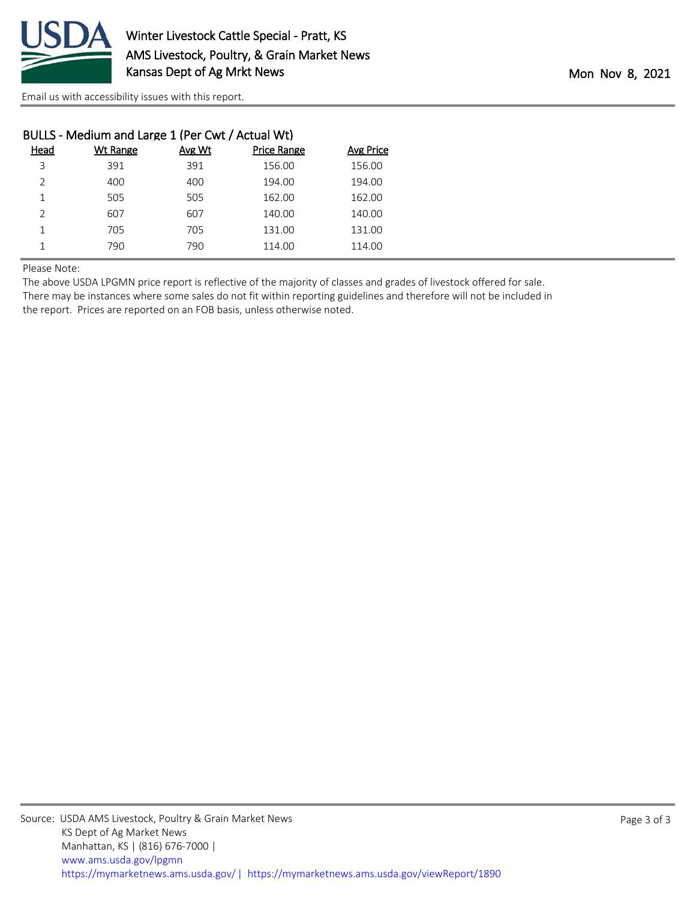Email us with accessibility issues with this report.

### BULLS - Medium and Large 1 (Per Cwt / Actual Wt)

| Head | Wt Range | Avg Wt | Price Range | Avg Price |
| --- | --- | --- | --- | --- |
| 3 | 391 | 391 | 156.00 | 156.00 |
| 2 | 400 | 400 | 194.00 | 194.00 |
| 1 | 505 | 505 | 162.00 | 162.00 |
| 2 | 607 | 607 | 140.00 | 140.00 |
| 1 | 705 | 705 | 131.00 | 131.00 |
| 1 | 790 | 790 | 114.00 | 114.00 |

Please Note:

The above USDA LPGMN price report is reflective of the majority of classes and grades of livestock offered for sale. There may be instances where some sales do not fit within reporting guidelines and therefore will not be included in the report. Prices are reported on an FOB basis, unless otherwise noted.

Source: USDA AMS Livestock, Poultry & Grain Market News
KS Dept of Ag Market News
Manhattan, KS | (816) 676-7000 |
www.ams.usda.gov/lpgmn
https://mymarketnews.ams.usda.gov/ | https://mymarketnews.ams.usda.gov/viewReport/1890